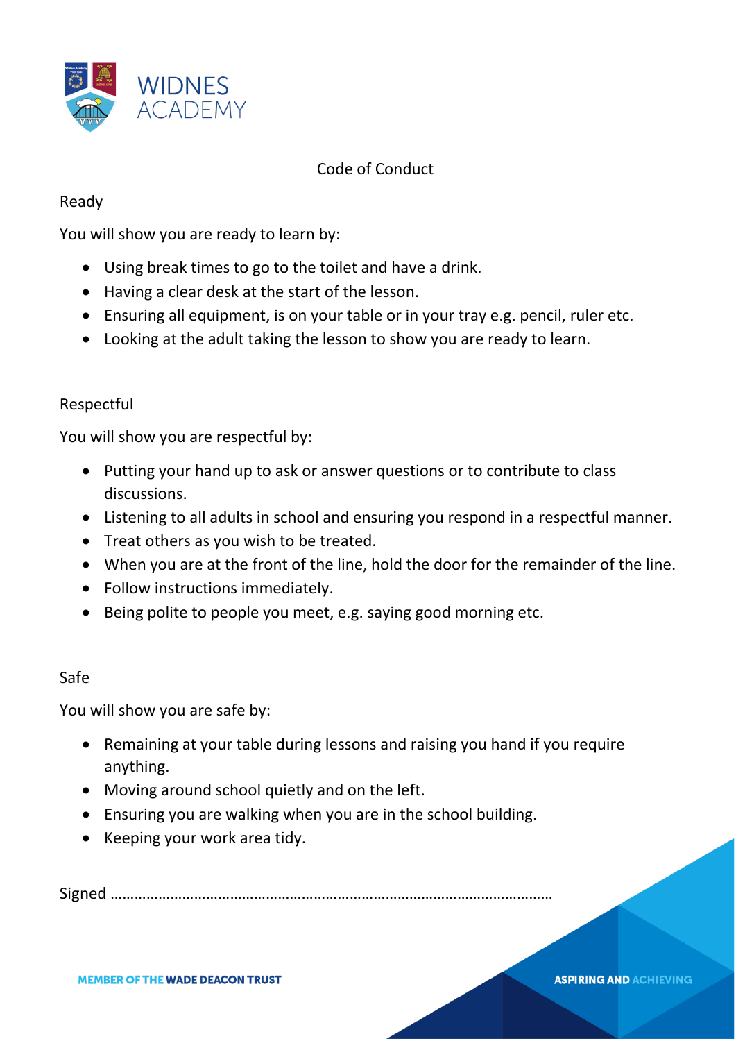WIDNES ACADEMY

# Code of Conduct

## Ready

You will show you are ready to learn by:

- Using break times to go to the toilet and have a drink.
- Having a clear desk at the start of the lesson.
- Ensuring all equipment, is on your table or in your tray e.g. pencil, ruler etc.
- Looking at the adult taking the lesson to show you are ready to learn.

## Respectful

You will show you are respectful by:

- Putting your hand up to ask or answer questions or to contribute to class discussions.
- Listening to all adults in school and ensuring you respond in a respectful manner.
- Treat others as you wish to be treated.
- When you are at the front of the line, hold the door for the remainder of the line.
- Follow instructions immediately.
- Being polite to people you meet, e.g. saying good morning etc.

## Safe

You will show you are safe by:

- Remaining at your table during lessons and raising you hand if you require anything.
- Moving around school quietly and on the left.
- Ensuring you are walking when you are in the school building.
- Keeping your work area tidy.

Signed ……………………………………………………………………………………………

MEMBER OF THE WADE DEACON TRUST

ASPIRING AND ACHIEVING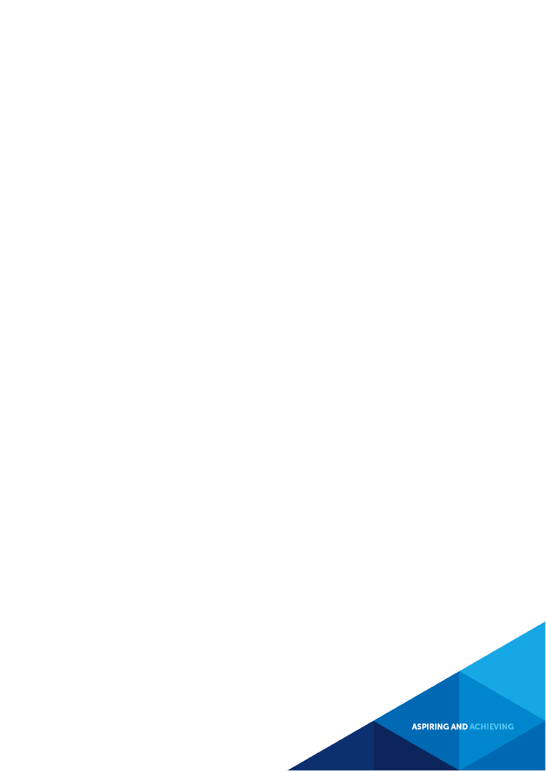ASPIRING AND ACHIEVING